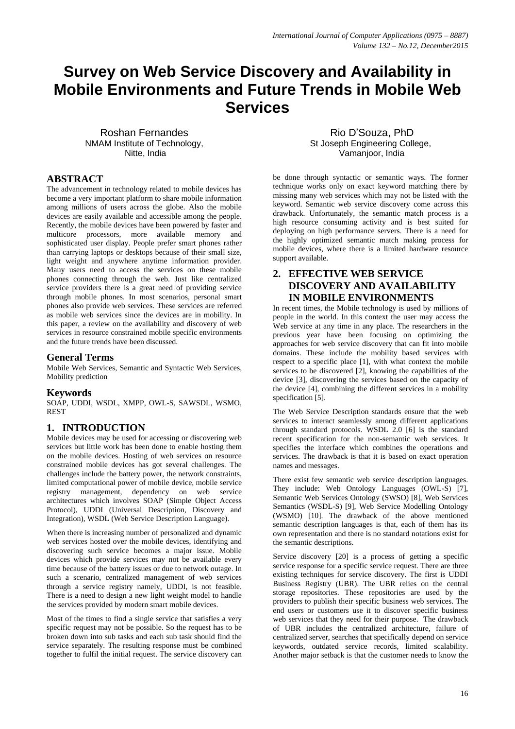# Survey on Web Service Discovery and Availability in Mobile Environments and Future Trends in Mobile Web Services

Roshan Fernandes
NMAM Institute of Technology,
Nitte, India

Rio D'Souza, PhD
St Joseph Engineering College,
Vamanjoor, India

## ABSTRACT

The advancement in technology related to mobile devices has become a very important platform to share mobile information among millions of users across the globe. Also the mobile devices are easily available and accessible among the people. Recently, the mobile devices have been powered by faster and multicore processors, more available memory and sophisticated user display. People prefer smart phones rather than carrying laptops or desktops because of their small size, light weight and anywhere anytime information provider. Many users need to access the services on these mobile phones connecting through the web. Just like centralized service providers there is a great need of providing service through mobile phones. In most scenarios, personal smart phones also provide web services. These services are referred as mobile web services since the devices are in mobility. In this paper, a review on the availability and discovery of web services in resource constrained mobile specific environments and the future trends have been discussed.

## General Terms

Mobile Web Services, Semantic and Syntactic Web Services, Mobility prediction

## Keywords

SOAP, UDDI, WSDL, XMPP, OWL-S, SAWSDL, WSMO, REST

## 1. INTRODUCTION

Mobile devices may be used for accessing or discovering web services but little work has been done to enable hosting them on the mobile devices. Hosting of web services on resource constrained mobile devices has got several challenges. The challenges include the battery power, the network constraints, limited computational power of mobile device, mobile service registry management, dependency on web service architectures which involves SOAP (Simple Object Access Protocol), UDDI (Universal Description, Discovery and Integration), WSDL (Web Service Description Language).

When there is increasing number of personalized and dynamic web services hosted over the mobile devices, identifying and discovering such service becomes a major issue. Mobile devices which provide services may not be available every time because of the battery issues or due to network outage. In such a scenario, centralized management of web services through a service registry namely, UDDI, is not feasible. There is a need to design a new light weight model to handle the services provided by modern smart mobile devices.

Most of the times to find a single service that satisfies a very specific request may not be possible. So the request has to be broken down into sub tasks and each sub task should find the service separately. The resulting response must be combined together to fulfil the initial request. The service discovery can be done through syntactic or semantic ways. The former technique works only on exact keyword matching there by missing many web services which may not be listed with the keyword. Semantic web service discovery come across this drawback. Unfortunately, the semantic match process is a high resource consuming activity and is best suited for deploying on high performance servers. There is a need for the highly optimized semantic match making process for mobile devices, where there is a limited hardware resource support available.

## 2. EFFECTIVE WEB SERVICE DISCOVERY AND AVAILABILITY IN MOBILE ENVIRONMENTS

In recent times, the Mobile technology is used by millions of people in the world. In this context the user may access the Web service at any time in any place. The researchers in the previous year have been focusing on optimizing the approaches for web service discovery that can fit into mobile domains. These include the mobility based services with respect to a specific place [1], with what context the mobile services to be discovered [2], knowing the capabilities of the device [3], discovering the services based on the capacity of the device [4], combining the different services in a mobility specification [5].

The Web Service Description standards ensure that the web services to interact seamlessly among different applications through standard protocols. WSDL 2.0 [6] is the standard recent specification for the non-semantic web services. It specifies the interface which combines the operations and services. The drawback is that it is based on exact operation names and messages.

There exist few semantic web service description languages. They include: Web Ontology Languages (OWL-S) [7], Semantic Web Services Ontology (SWSO) [8], Web Services Semantics (WSDL-S) [9], Web Service Modelling Ontology (WSMO) [10]. The drawback of the above mentioned semantic description languages is that, each of them has its own representation and there is no standard notations exist for the semantic descriptions.

Service discovery [20] is a process of getting a specific service response for a specific service request. There are three existing techniques for service discovery. The first is UDDI Business Registry (UBR). The UBR relies on the central storage repositories. These repositories are used by the providers to publish their specific business web services. The end users or customers use it to discover specific business web services that they need for their purpose. The drawback of UBR includes the centralized architecture, failure of centralized server, searches that specifically depend on service keywords, outdated service records, limited scalability. Another major setback is that the customer needs to know the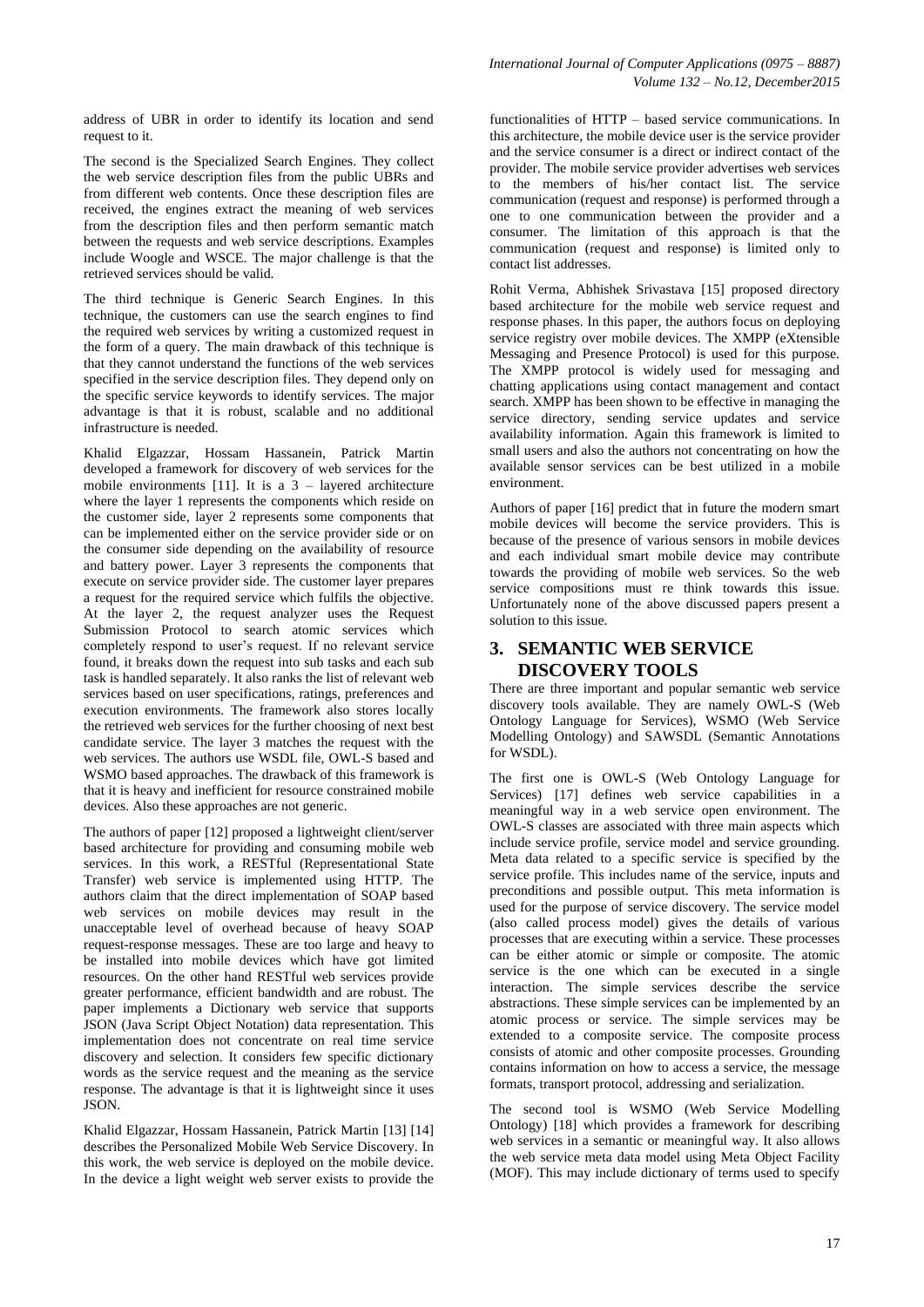address of UBR in order to identify its location and send request to it.

The second is the Specialized Search Engines. They collect the web service description files from the public UBRs and from different web contents. Once these description files are received, the engines extract the meaning of web services from the description files and then perform semantic match between the requests and web service descriptions. Examples include Woogle and WSCE. The major challenge is that the retrieved services should be valid.

The third technique is Generic Search Engines. In this technique, the customers can use the search engines to find the required web services by writing a customized request in the form of a query. The main drawback of this technique is that they cannot understand the functions of the web services specified in the service description files. They depend only on the specific service keywords to identify services. The major advantage is that it is robust, scalable and no additional infrastructure is needed.

Khalid Elgazzar, Hossam Hassanein, Patrick Martin developed a framework for discovery of web services for the mobile environments [11]. It is a 3 – layered architecture where the layer 1 represents the components which reside on the customer side, layer 2 represents some components that can be implemented either on the service provider side or on the consumer side depending on the availability of resource and battery power. Layer 3 represents the components that execute on service provider side. The customer layer prepares a request for the required service which fulfils the objective. At the layer 2, the request analyzer uses the Request Submission Protocol to search atomic services which completely respond to user's request. If no relevant service found, it breaks down the request into sub tasks and each sub task is handled separately. It also ranks the list of relevant web services based on user specifications, ratings, preferences and execution environments. The framework also stores locally the retrieved web services for the further choosing of next best candidate service. The layer 3 matches the request with the web services. The authors use WSDL file, OWL-S based and WSMO based approaches. The drawback of this framework is that it is heavy and inefficient for resource constrained mobile devices. Also these approaches are not generic.

The authors of paper [12] proposed a lightweight client/server based architecture for providing and consuming mobile web services. In this work, a RESTful (Representational State Transfer) web service is implemented using HTTP. The authors claim that the direct implementation of SOAP based web services on mobile devices may result in the unacceptable level of overhead because of heavy SOAP request-response messages. These are too large and heavy to be installed into mobile devices which have got limited resources. On the other hand RESTful web services provide greater performance, efficient bandwidth and are robust. The paper implements a Dictionary web service that supports JSON (Java Script Object Notation) data representation. This implementation does not concentrate on real time service discovery and selection. It considers few specific dictionary words as the service request and the meaning as the service response. The advantage is that it is lightweight since it uses JSON.

Khalid Elgazzar, Hossam Hassanein, Patrick Martin [13] [14] describes the Personalized Mobile Web Service Discovery. In this work, the web service is deployed on the mobile device. In the device a light weight web server exists to provide the functionalities of HTTP – based service communications. In this architecture, the mobile device user is the service provider and the service consumer is a direct or indirect contact of the provider. The mobile service provider advertises web services to the members of his/her contact list. The service communication (request and response) is performed through a one to one communication between the provider and a consumer. The limitation of this approach is that the communication (request and response) is limited only to contact list addresses.

Rohit Verma, Abhishek Srivastava [15] proposed directory based architecture for the mobile web service request and response phases. In this paper, the authors focus on deploying service registry over mobile devices. The XMPP (eXtensible Messaging and Presence Protocol) is used for this purpose. The XMPP protocol is widely used for messaging and chatting applications using contact management and contact search. XMPP has been shown to be effective in managing the service directory, sending service updates and service availability information. Again this framework is limited to small users and also the authors not concentrating on how the available sensor services can be best utilized in a mobile environment.

Authors of paper [16] predict that in future the modern smart mobile devices will become the service providers. This is because of the presence of various sensors in mobile devices and each individual smart mobile device may contribute towards the providing of mobile web services. So the web service compositions must re think towards this issue. Unfortunately none of the above discussed papers present a solution to this issue.

# 3. SEMANTIC WEB SERVICE DISCOVERY TOOLS

There are three important and popular semantic web service discovery tools available. They are namely OWL-S (Web Ontology Language for Services), WSMO (Web Service Modelling Ontology) and SAWSDL (Semantic Annotations for WSDL).

The first one is OWL-S (Web Ontology Language for Services) [17] defines web service capabilities in a meaningful way in a web service open environment. The OWL-S classes are associated with three main aspects which include service profile, service model and service grounding. Meta data related to a specific service is specified by the service profile. This includes name of the service, inputs and preconditions and possible output. This meta information is used for the purpose of service discovery. The service model (also called process model) gives the details of various processes that are executing within a service. These processes can be either atomic or simple or composite. The atomic service is the one which can be executed in a single interaction. The simple services describe the service abstractions. These simple services can be implemented by an atomic process or service. The simple services may be extended to a composite service. The composite process consists of atomic and other composite processes. Grounding contains information on how to access a service, the message formats, transport protocol, addressing and serialization.

The second tool is WSMO (Web Service Modelling Ontology) [18] which provides a framework for describing web services in a semantic or meaningful way. It also allows the web service meta data model using Meta Object Facility (MOF). This may include dictionary of terms used to specify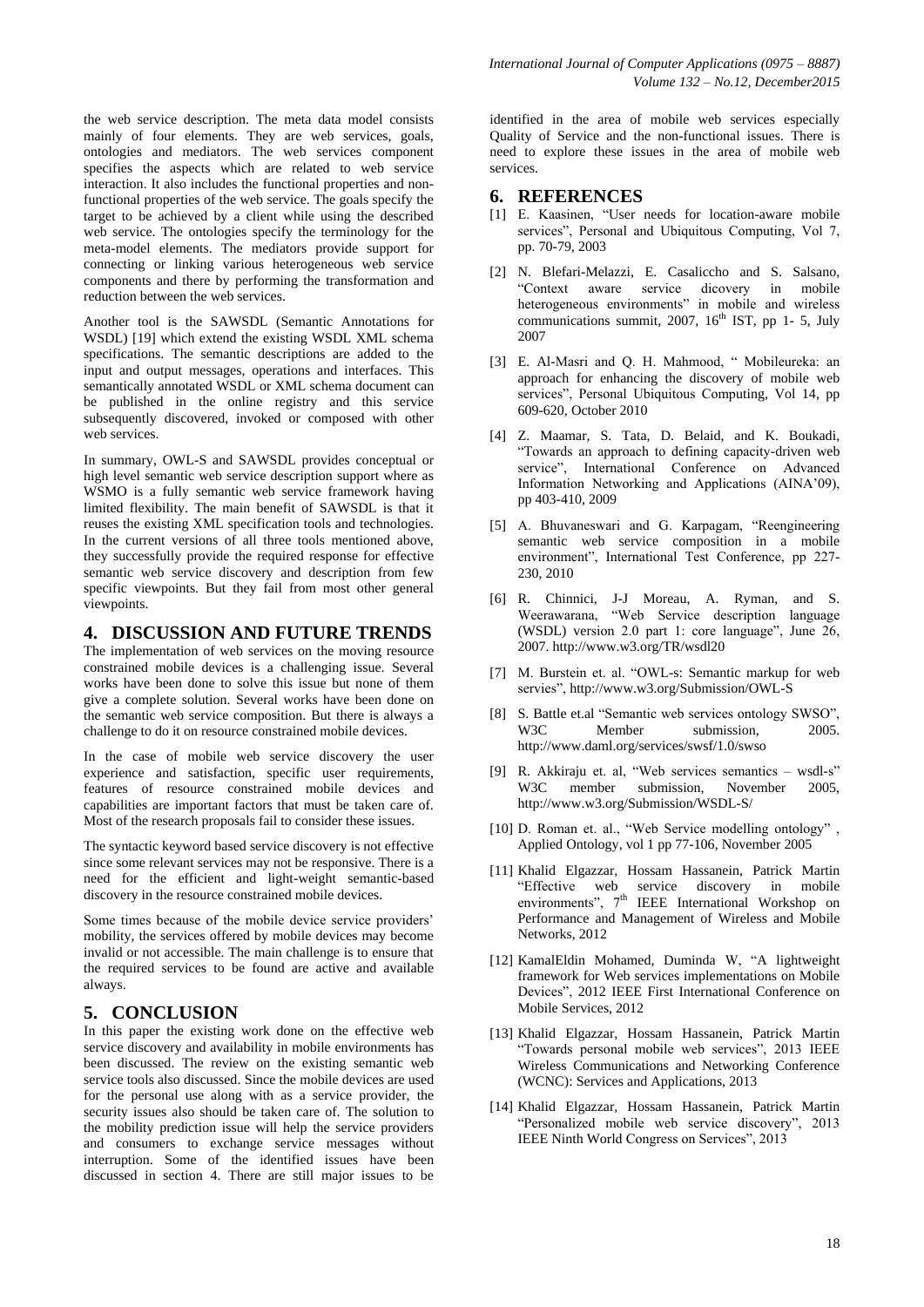the web service description. The meta data model consists mainly of four elements. They are web services, goals, ontologies and mediators. The web services component specifies the aspects which are related to web service interaction. It also includes the functional properties and non-functional properties of the web service. The goals specify the target to be achieved by a client while using the described web service. The ontologies specify the terminology for the meta-model elements. The mediators provide support for connecting or linking various heterogeneous web service components and there by performing the transformation and reduction between the web services.

Another tool is the SAWSDL (Semantic Annotations for WSDL) [19] which extend the existing WSDL XML schema specifications. The semantic descriptions are added to the input and output messages, operations and interfaces. This semantically annotated WSDL or XML schema document can be published in the online registry and this service subsequently discovered, invoked or composed with other web services.

In summary, OWL-S and SAWSDL provides conceptual or high level semantic web service description support where as WSMO is a fully semantic web service framework having limited flexibility. The main benefit of SAWSDL is that it reuses the existing XML specification tools and technologies. In the current versions of all three tools mentioned above, they successfully provide the required response for effective semantic web service discovery and description from few specific viewpoints. But they fail from most other general viewpoints.

## 4. DISCUSSION AND FUTURE TRENDS

The implementation of web services on the moving resource constrained mobile devices is a challenging issue. Several works have been done to solve this issue but none of them give a complete solution. Several works have been done on the semantic web service composition. But there is always a challenge to do it on resource constrained mobile devices.

In the case of mobile web service discovery the user experience and satisfaction, specific user requirements, features of resource constrained mobile devices and capabilities are important factors that must be taken care of. Most of the research proposals fail to consider these issues.

The syntactic keyword based service discovery is not effective since some relevant services may not be responsive. There is a need for the efficient and light-weight semantic-based discovery in the resource constrained mobile devices.

Some times because of the mobile device service providers' mobility, the services offered by mobile devices may become invalid or not accessible. The main challenge is to ensure that the required services to be found are active and available always.

## 5. CONCLUSION

In this paper the existing work done on the effective web service discovery and availability in mobile environments has been discussed. The review on the existing semantic web service tools also discussed. Since the mobile devices are used for the personal use along with as a service provider, the security issues also should be taken care of. The solution to the mobility prediction issue will help the service providers and consumers to exchange service messages without interruption. Some of the identified issues have been discussed in section 4. There are still major issues to be identified in the area of mobile web services especially Quality of Service and the non-functional issues. There is need to explore these issues in the area of mobile web services.

## 6. REFERENCES

[1] E. Kaasinen, "User needs for location-aware mobile services", Personal and Ubiquitous Computing, Vol 7, pp. 70-79, 2003

[2] N. Blefari-Melazzi, E. Casaliccho and S. Salsano, "Context aware service dicovery in mobile heterogeneous environments" in mobile and wireless communications summit, 2007, 16th IST, pp 1- 5, July 2007

[3] E. Al-Masri and Q. H. Mahmood, " Mobileureka: an approach for enhancing the discovery of mobile web services", Personal Ubiquitous Computing, Vol 14, pp 609-620, October 2010

[4] Z. Maamar, S. Tata, D. Belaid, and K. Boukadi, "Towards an approach to defining capacity-driven web service", International Conference on Advanced Information Networking and Applications (AINA'09), pp 403-410, 2009

[5] A. Bhuvaneswari and G. Karpagam, "Reengineering semantic web service composition in a mobile environment", International Test Conference, pp 227-230, 2010

[6] R. Chinnici, J-J Moreau, A. Ryman, and S. Weerawarana, "Web Service description language (WSDL) version 2.0 part 1: core language", June 26, 2007. http://www.w3.org/TR/wsdl20

[7] M. Burstein et. al. "OWL-s: Semantic markup for web servies", http://www.w3.org/Submission/OWL-S

[8] S. Battle et.al "Semantic web services ontology SWSO", W3C Member submission, 2005. http://www.daml.org/services/swsf/1.0/swso

[9] R. Akkiraju et. al, "Web services semantics – wsdl-s" W3C member submission, November 2005, http://www.w3.org/Submission/WSDL-S/

[10] D. Roman et. al., "Web Service modelling ontology" , Applied Ontology, vol 1 pp 77-106, November 2005

[11] Khalid Elgazzar, Hossam Hassanein, Patrick Martin "Effective web service discovery in mobile environments", 7th IEEE International Workshop on Performance and Management of Wireless and Mobile Networks, 2012

[12] KamalEldin Mohamed, Duminda W, "A lightweight framework for Web services implementations on Mobile Devices", 2012 IEEE First International Conference on Mobile Services, 2012

[13] Khalid Elgazzar, Hossam Hassanein, Patrick Martin "Towards personal mobile web services", 2013 IEEE Wireless Communications and Networking Conference (WCNC): Services and Applications, 2013

[14] Khalid Elgazzar, Hossam Hassanein, Patrick Martin "Personalized mobile web service discovery", 2013 IEEE Ninth World Congress on Services", 2013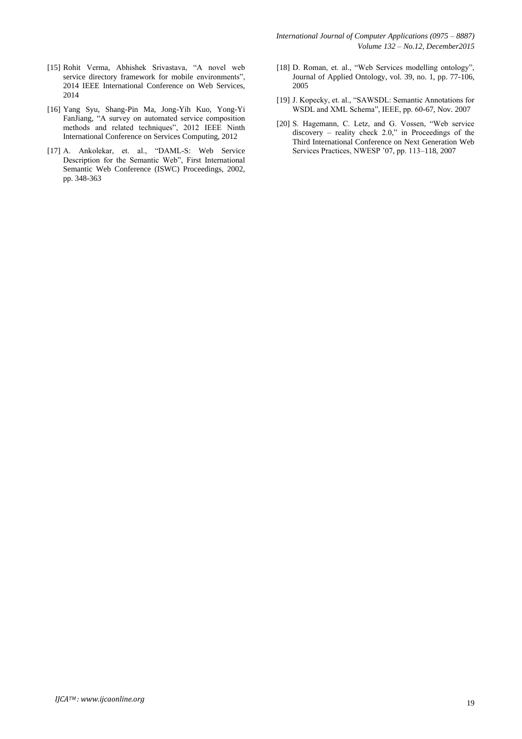[15] Rohit Verma, Abhishek Srivastava, "A novel web service directory framework for mobile environments", 2014 IEEE International Conference on Web Services, 2014

[16] Yang Syu, Shang-Pin Ma, Jong-Yih Kuo, Yong-Yi FanJiang, "A survey on automated service composition methods and related techniques", 2012 IEEE Ninth International Conference on Services Computing, 2012

[17] A. Ankolekar, et. al., "DAML-S: Web Service Description for the Semantic Web", First International Semantic Web Conference (ISWC) Proceedings, 2002, pp. 348-363

[18] D. Roman, et. al., "Web Services modelling ontology", Journal of Applied Ontology, vol. 39, no. 1, pp. 77-106, 2005

[19] J. Kopecky, et. al., "SAWSDL: Semantic Annotations for WSDL and XML Schema", IEEE, pp. 60-67, Nov. 2007

[20] S. Hagemann, C. Letz, and G. Vossen, "Web service discovery – reality check 2.0," in Proceedings of the Third International Conference on Next Generation Web Services Practices, NWESP '07, pp. 113–118, 2007